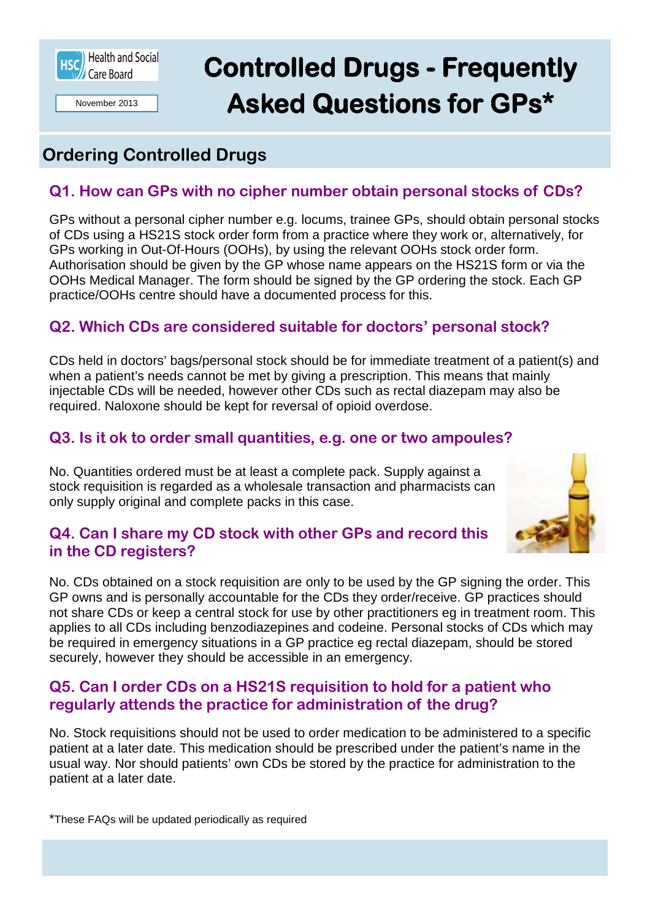Health and Social Care Board

November 2013

# Controlled Drugs - Frequently Asked Questions for GPs*

## Ordering Controlled Drugs

### Q1. How can GPs with no cipher number obtain personal stocks of CDs?

GPs without a personal cipher number e.g. locums, trainee GPs, should obtain personal stocks of CDs using a HS21S stock order form from a practice where they work or, alternatively, for GPs working in Out-Of-Hours (OOHs), by using the relevant OOHs stock order form. Authorisation should be given by the GP whose name appears on the HS21S form or via the OOHs Medical Manager. The form should be signed by the GP ordering the stock. Each GP practice/OOHs centre should have a documented process for this.

### Q2. Which CDs are considered suitable for doctors' personal stock?

CDs held in doctors' bags/personal stock should be for immediate treatment of a patient(s) and when a patient's needs cannot be met by giving a prescription. This means that mainly injectable CDs will be needed, however other CDs such as rectal diazepam may also be required. Naloxone should be kept for reversal of opioid overdose.

### Q3. Is it ok to order small quantities, e.g. one or two ampoules?

No. Quantities ordered must be at least a complete pack. Supply against a stock requisition is regarded as a wholesale transaction and pharmacists can only supply original and complete packs in this case.

### Q4. Can I share my CD stock with other GPs and record this in the CD registers?

No. CDs obtained on a stock requisition are only to be used by the GP signing the order. This GP owns and is personally accountable for the CDs they order/receive. GP practices should not share CDs or keep a central stock for use by other practitioners eg in treatment room. This applies to all CDs including benzodiazepines and codeine. Personal stocks of CDs which may be required in emergency situations in a GP practice eg rectal diazepam, should be stored securely, however they should be accessible in an emergency.

### Q5. Can I order CDs on a HS21S requisition to hold for a patient who regularly attends the practice for administration of the drug?

No. Stock requisitions should not be used to order medication to be administered to a specific patient at a later date. This medication should be prescribed under the patient's name in the usual way. Nor should patients' own CDs be stored by the practice for administration to the patient at a later date.

*These FAQs will be updated periodically as required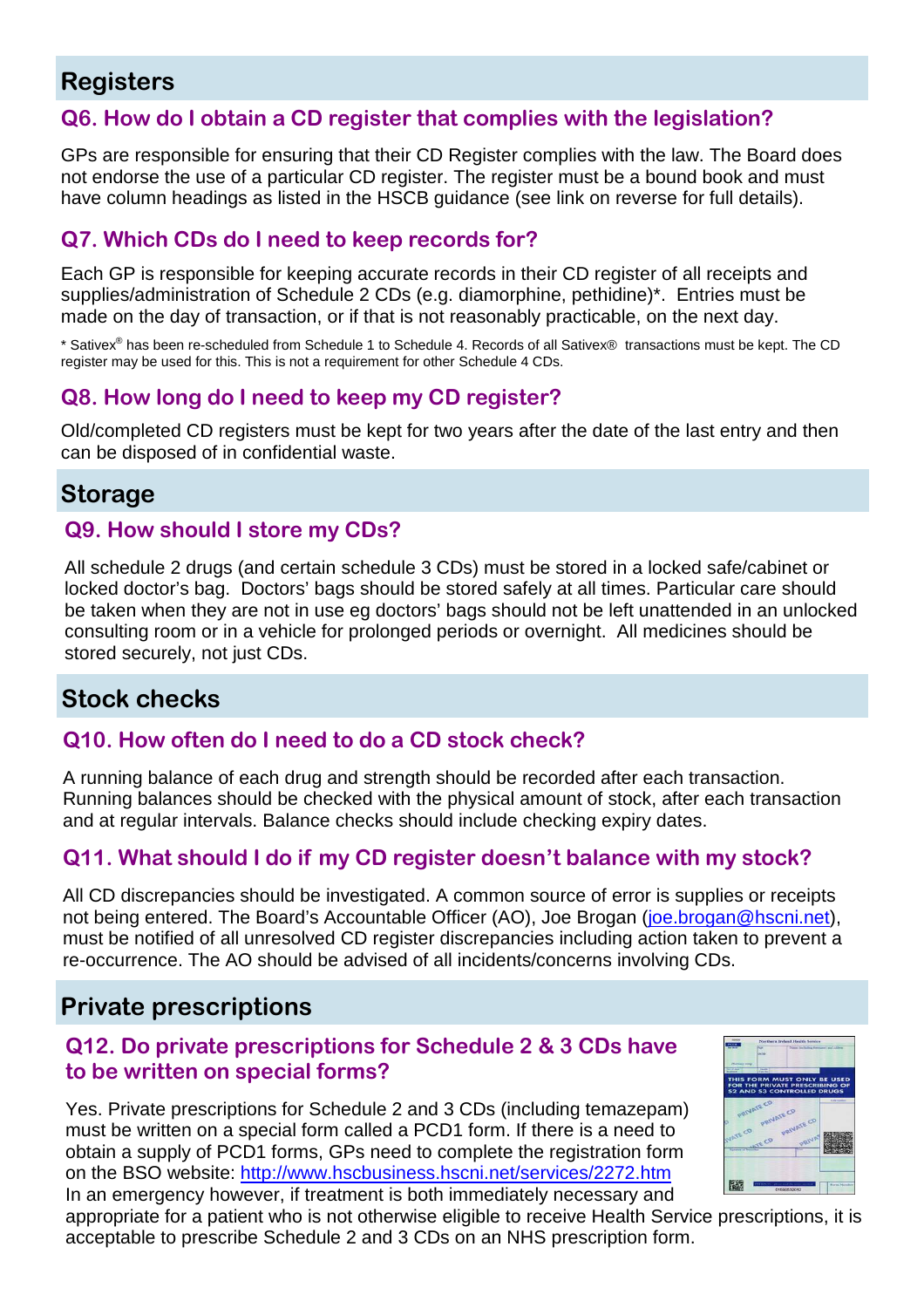## Registers

### Q6. How do I obtain a CD register that complies with the legislation?

GPs are responsible for ensuring that their CD Register complies with the law. The Board does not endorse the use of a particular CD register. The register must be a bound book and must have column headings as listed in the HSCB guidance (see link on reverse for full details).

### Q7. Which CDs do I need to keep records for?

Each GP is responsible for keeping accurate records in their CD register of all receipts and supplies/administration of Schedule 2 CDs (e.g. diamorphine, pethidine)*. Entries must be made on the day of transaction, or if that is not reasonably practicable, on the next day.

* Sativex® has been re-scheduled from Schedule 1 to Schedule 4. Records of all Sativex® transactions must be kept. The CD register may be used for this. This is not a requirement for other Schedule 4 CDs.

### Q8. How long do I need to keep my CD register?

Old/completed CD registers must be kept for two years after the date of the last entry and then can be disposed of in confidential waste.

## Storage

### Q9. How should I store my CDs?

All schedule 2 drugs (and certain schedule 3 CDs) must be stored in a locked safe/cabinet or locked doctor's bag. Doctors' bags should be stored safely at all times. Particular care should be taken when they are not in use eg doctors' bags should not be left unattended in an unlocked consulting room or in a vehicle for prolonged periods or overnight. All medicines should be stored securely, not just CDs.

## Stock checks

### Q10. How often do I need to do a CD stock check?

A running balance of each drug and strength should be recorded after each transaction. Running balances should be checked with the physical amount of stock, after each transaction and at regular intervals. Balance checks should include checking expiry dates.

### Q11. What should I do if my CD register doesn't balance with my stock?

All CD discrepancies should be investigated. A common source of error is supplies or receipts not being entered. The Board's Accountable Officer (AO), Joe Brogan (joe.brogan@hscni.net), must be notified of all unresolved CD register discrepancies including action taken to prevent a re-occurrence. The AO should be advised of all incidents/concerns involving CDs.

## Private prescriptions

### Q12. Do private prescriptions for Schedule 2 & 3 CDs have to be written on special forms?

Yes. Private prescriptions for Schedule 2 and 3 CDs (including temazepam) must be written on a special form called a PCD1 form. If there is a need to obtain a supply of PCD1 forms, GPs need to complete the registration form on the BSO website: http://www.hscbusiness.hscni.net/services/2272.htm
In an emergency however, if treatment is both immediately necessary and appropriate for a patient who is not otherwise eligible to receive Health Service prescriptions, it is acceptable to prescribe Schedule 2 and 3 CDs on an NHS prescription form.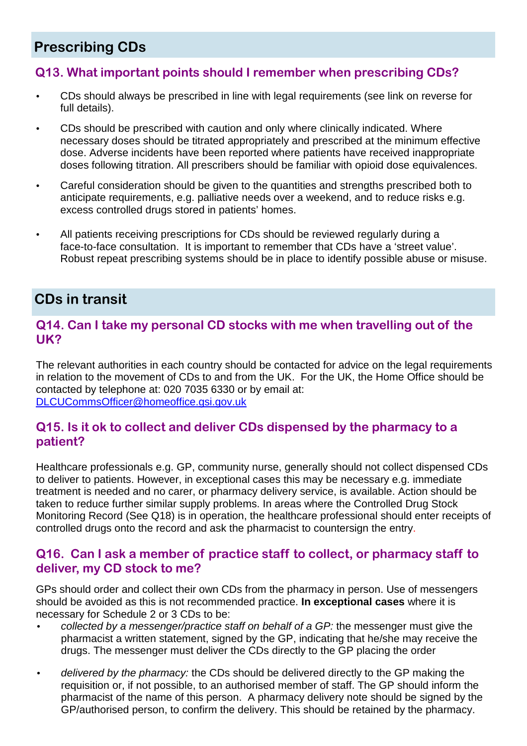## Prescribing CDs

### Q13. What important points should I remember when prescribing CDs?

- CDs should always be prescribed in line with legal requirements (see link on reverse for full details).
- CDs should be prescribed with caution and only where clinically indicated. Where necessary doses should be titrated appropriately and prescribed at the minimum effective dose. Adverse incidents have been reported where patients have received inappropriate doses following titration. All prescribers should be familiar with opioid dose equivalences.
- Careful consideration should be given to the quantities and strengths prescribed both to anticipate requirements, e.g. palliative needs over a weekend, and to reduce risks e.g. excess controlled drugs stored in patients' homes.
- All patients receiving prescriptions for CDs should be reviewed regularly during a face-to-face consultation. It is important to remember that CDs have a 'street value'. Robust repeat prescribing systems should be in place to identify possible abuse or misuse.

## CDs in transit

### Q14. Can I take my personal CD stocks with me when travelling out of the UK?

The relevant authorities in each country should be contacted for advice on the legal requirements in relation to the movement of CDs to and from the UK. For the UK, the Home Office should be contacted by telephone at: 020 7035 6330 or by email at: DLCUCommsOfficer@homeoffice.gsi.gov.uk

### Q15. Is it ok to collect and deliver CDs dispensed by the pharmacy to a patient?

Healthcare professionals e.g. GP, community nurse, generally should not collect dispensed CDs to deliver to patients. However, in exceptional cases this may be necessary e.g. immediate treatment is needed and no carer, or pharmacy delivery service, is available. Action should be taken to reduce further similar supply problems. In areas where the Controlled Drug Stock Monitoring Record (See Q18) is in operation, the healthcare professional should enter receipts of controlled drugs onto the record and ask the pharmacist to countersign the entry.

### Q16. Can I ask a member of practice staff to collect, or pharmacy staff to deliver, my CD stock to me?

GPs should order and collect their own CDs from the pharmacy in person. Use of messengers should be avoided as this is not recommended practice. **In exceptional cases** where it is necessary for Schedule 2 or 3 CDs to be:

- *collected by a messenger/practice staff on behalf of a GP:* the messenger must give the pharmacist a written statement, signed by the GP, indicating that he/she may receive the drugs. The messenger must deliver the CDs directly to the GP placing the order
- *delivered by the pharmacy:* the CDs should be delivered directly to the GP making the requisition or, if not possible, to an authorised member of staff. The GP should inform the pharmacist of the name of this person. A pharmacy delivery note should be signed by the GP/authorised person, to confirm the delivery. This should be retained by the pharmacy.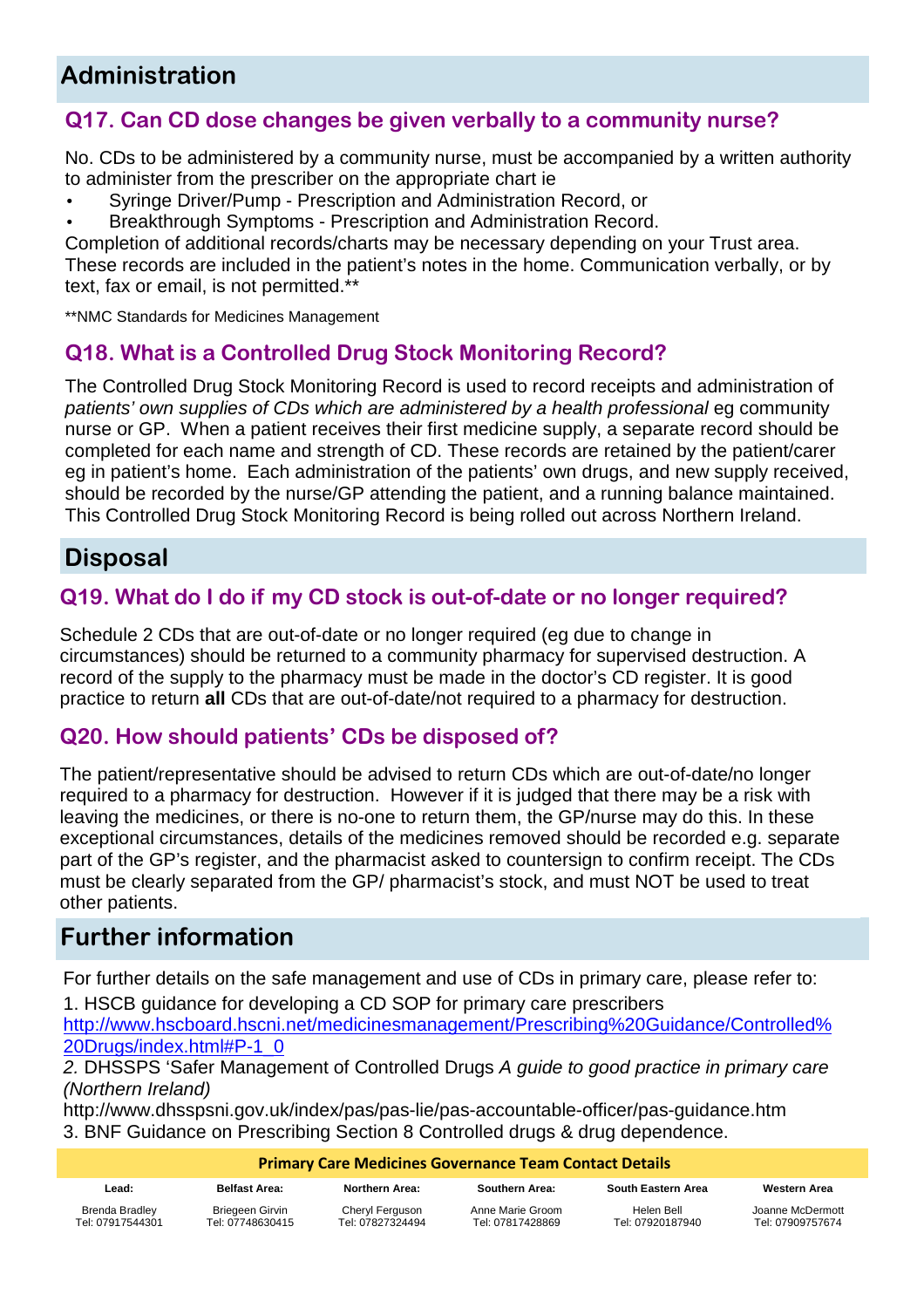## Administration

### Q17. Can CD dose changes be given verbally to a community nurse?

No. CDs to be administered by a community nurse, must be accompanied by a written authority to administer from the prescriber on the appropriate chart ie

- Syringe Driver/Pump - Prescription and Administration Record, or
- Breakthrough Symptoms - Prescription and Administration Record.

Completion of additional records/charts may be necessary depending on your Trust area. These records are included in the patient's notes in the home. Communication verbally, or by text, fax or email, is not permitted.**

**NMC Standards for Medicines Management

### Q18. What is a Controlled Drug Stock Monitoring Record?

The Controlled Drug Stock Monitoring Record is used to record receipts and administration of *patients' own supplies of CDs which are administered by a health professional* eg community nurse or GP. When a patient receives their first medicine supply, a separate record should be completed for each name and strength of CD. These records are retained by the patient/carer eg in patient's home. Each administration of the patients' own drugs, and new supply received, should be recorded by the nurse/GP attending the patient, and a running balance maintained. This Controlled Drug Stock Monitoring Record is being rolled out across Northern Ireland.

## Disposal

### Q19. What do I do if my CD stock is out-of-date or no longer required?

Schedule 2 CDs that are out-of-date or no longer required (eg due to change in circumstances) should be returned to a community pharmacy for supervised destruction. A record of the supply to the pharmacy must be made in the doctor's CD register. It is good practice to return **all** CDs that are out-of-date/not required to a pharmacy for destruction.

### Q20. How should patients' CDs be disposed of?

The patient/representative should be advised to return CDs which are out-of-date/no longer required to a pharmacy for destruction. However if it is judged that there may be a risk with leaving the medicines, or there is no-one to return them, the GP/nurse may do this. In these exceptional circumstances, details of the medicines removed should be recorded e.g. separate part of the GP's register, and the pharmacist asked to countersign to confirm receipt. The CDs must be clearly separated from the GP/ pharmacist's stock, and must NOT be used to treat other patients.

## Further information

For further details on the safe management and use of CDs in primary care, please refer to:

1. HSCB guidance for developing a CD SOP for primary care prescribers
[http://www.hscboard.hscni.net/medicinesmanagement/Prescribing%20Guidance/Controlled%20Drugs/index.html#P-1_0](http://www.hscboard.hscni.net/medicinesmanagement/Prescribing%20Guidance/Controlled%20Drugs/index.html#P-1_0)
2. DHSSPS 'Safer Management of Controlled Drugs *A guide to good practice in primary care (Northern Ireland)*
http://www.dhsspsni.gov.uk/index/pas/pas-lie/pas-accountable-officer/pas-guidance.htm
3. BNF Guidance on Prescribing Section 8 Controlled drugs & drug dependence.

**Primary Care Medicines Governance Team Contact Details**

| Lead: | Belfast Area: | Northern Area: | Southern Area: | South Eastern Area | Western Area |
|---|---|---|---|---|---|
| Brenda Bradley<br>Tel: 07917544301 | Briegeen Girvin<br>Tel: 07748630415 | Cheryl Ferguson<br>Tel: 07827324494 | Anne Marie Groom<br>Tel: 07817428869 | Helen Bell<br>Tel: 07920187940 | Joanne McDermott<br>Tel: 07909757674 |